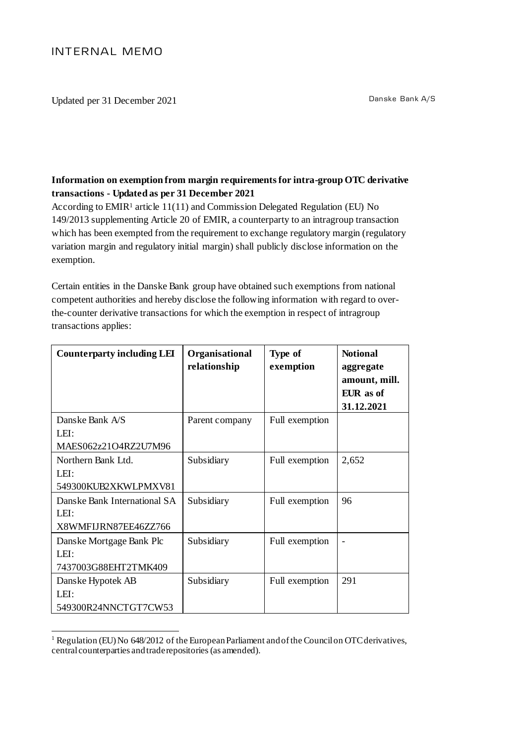# INTERNAL MEMO

Updated per 31 December 2021

Danske Bank A/S

**Information on exemption from margin requirements for intra-group OTC derivative transactions - Updated as per 31 December 2021**

According to EMIR[1] article 11(11) and Commission Delegated Regulation (EU) No 149/2013 supplementing Article 20 of EMIR, a counterparty to an intragroup transaction which has been exempted from the requirement to exchange regulatory margin (regulatory variation margin and regulatory initial margin) shall publicly disclose information on the exemption.

Certain entities in the Danske Bank group have obtained such exemptions from national competent authorities and hereby disclose the following information with regard to over-the-counter derivative transactions for which the exemption in respect of intragroup transactions applies:

| Counterparty including LEI | Organisational relationship | Type of exemption | Notional aggregate amount, mill. EUR as of 31.12.2021 |
| --- | --- | --- | --- |
| Danske Bank A/S<br>LEI:<br>MAES062z21O4RZ2U7M96 | Parent company | Full exemption | |
| Northern Bank Ltd.<br>LEI:<br>549300KUB2XKWLPMXV81 | Subsidiary | Full exemption | 2,652 |
| Danske Bank International SA<br>LEI:<br>X8WMFIJRN87EE46ZZ766 | Subsidiary | Full exemption | 96 |
| Danske Mortgage Bank Plc<br>LEI:<br>7437003G88EHT2TMK409 | Subsidiary | Full exemption | - |
| Danske Hypotek AB<br>LEI:<br>549300R24NNCTGT7CW53 | Subsidiary | Full exemption | 291 |

[1] Regulation (EU) No 648/2012 of the European Parliament and of the Council on OTC derivatives, central counterparties and trade repositories (as amended).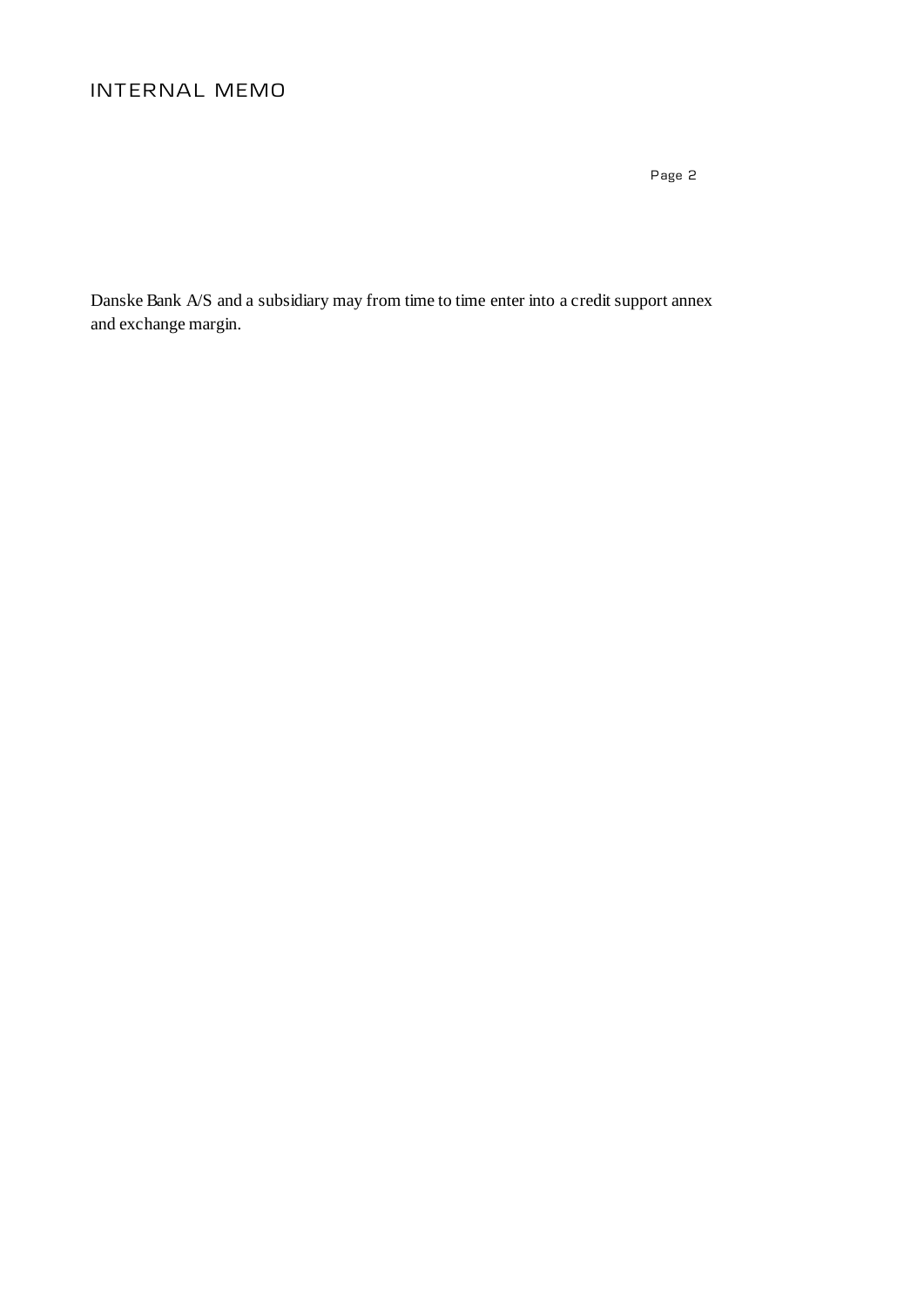Danske Bank A/S and a subsidiary may from time to time enter into a credit support annex and exchange margin.